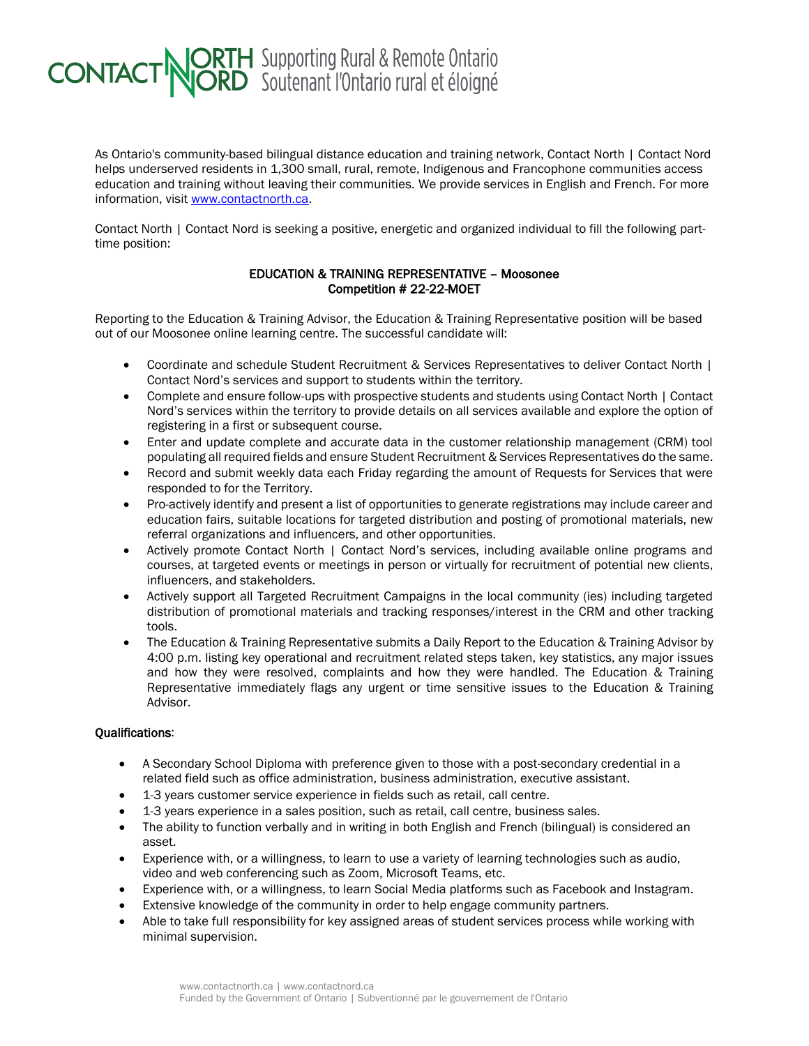CONTACT NORTH | NORD Supporting Rural & Remote Ontario | Soutenant l'Ontario rural et éloigné

As Ontario's community-based bilingual distance education and training network, Contact North | Contact Nord helps underserved residents in 1,300 small, rural, remote, Indigenous and Francophone communities access education and training without leaving their communities. We provide services in English and French. For more information, visit [www.contactnorth.ca](http://www.contactnorth.ca).

Contact North | Contact Nord is seeking a positive, energetic and organized individual to fill the following part-time position:

## EDUCATION & TRAINING REPRESENTATIVE – Moosonee
### Competition # 22-22-MOET

Reporting to the Education & Training Advisor, the Education & Training Representative position will be based out of our Moosonee online learning centre. The successful candidate will:

- Coordinate and schedule Student Recruitment & Services Representatives to deliver Contact North | Contact Nord's services and support to students within the territory.
- Complete and ensure follow-ups with prospective students and students using Contact North | Contact Nord's services within the territory to provide details on all services available and explore the option of registering in a first or subsequent course.
- Enter and update complete and accurate data in the customer relationship management (CRM) tool populating all required fields and ensure Student Recruitment & Services Representatives do the same.
- Record and submit weekly data each Friday regarding the amount of Requests for Services that were responded to for the Territory.
- Pro-actively identify and present a list of opportunities to generate registrations may include career and education fairs, suitable locations for targeted distribution and posting of promotional materials, new referral organizations and influencers, and other opportunities.
- Actively promote Contact North | Contact Nord's services, including available online programs and courses, at targeted events or meetings in person or virtually for recruitment of potential new clients, influencers, and stakeholders.
- Actively support all Targeted Recruitment Campaigns in the local community (ies) including targeted distribution of promotional materials and tracking responses/interest in the CRM and other tracking tools.
- The Education & Training Representative submits a Daily Report to the Education & Training Advisor by 4:00 p.m. listing key operational and recruitment related steps taken, key statistics, any major issues and how they were resolved, complaints and how they were handled. The Education & Training Representative immediately flags any urgent or time sensitive issues to the Education & Training Advisor.

### Qualifications:

- A Secondary School Diploma with preference given to those with a post-secondary credential in a related field such as office administration, business administration, executive assistant.
- 1-3 years customer service experience in fields such as retail, call centre.
- 1-3 years experience in a sales position, such as retail, call centre, business sales.
- The ability to function verbally and in writing in both English and French (bilingual) is considered an asset.
- Experience with, or a willingness, to learn to use a variety of learning technologies such as audio, video and web conferencing such as Zoom, Microsoft Teams, etc.
- Experience with, or a willingness, to learn Social Media platforms such as Facebook and Instagram.
- Extensive knowledge of the community in order to help engage community partners.
- Able to take full responsibility for key assigned areas of student services process while working with minimal supervision.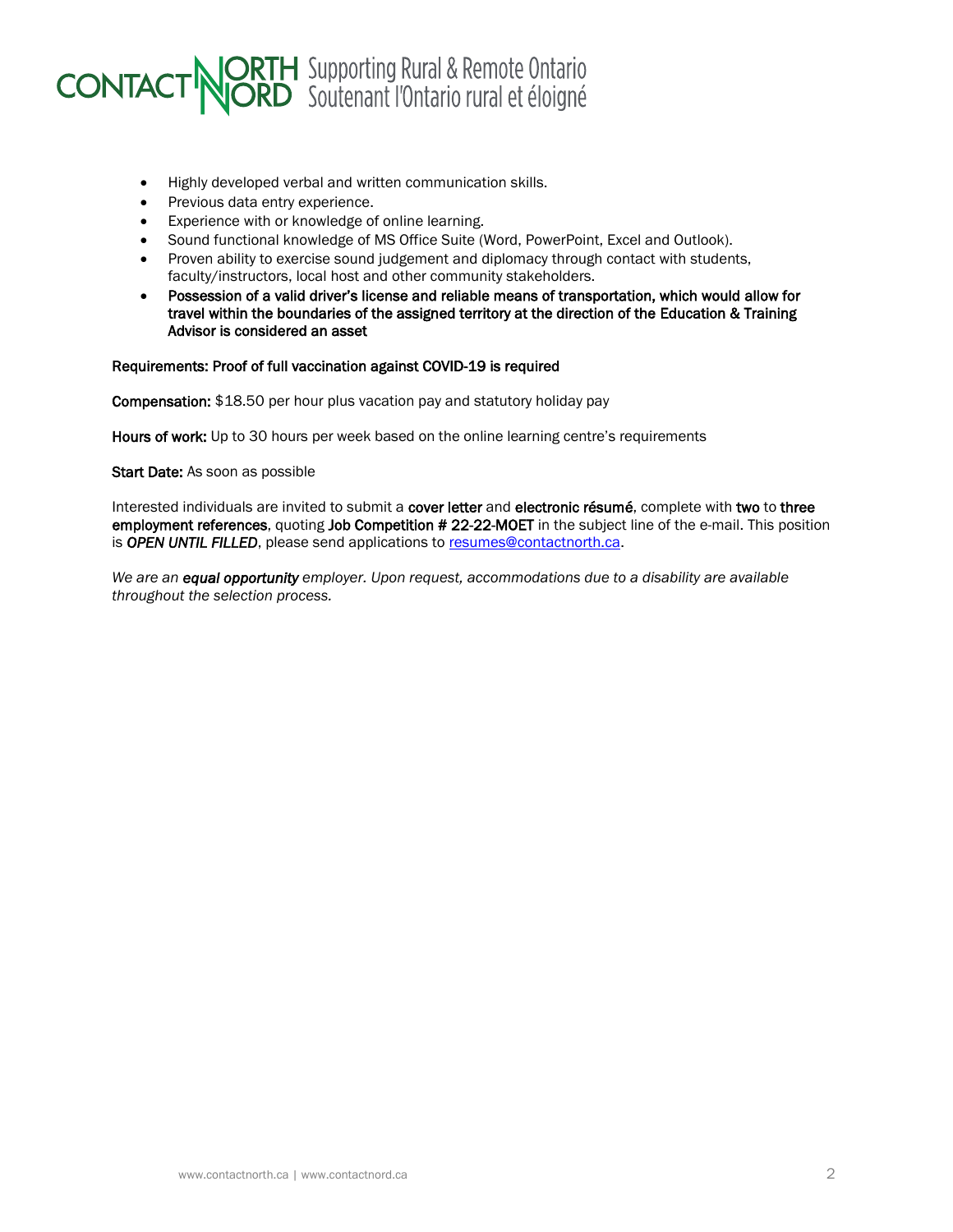- Highly developed verbal and written communication skills.
- Previous data entry experience.
- Experience with or knowledge of online learning.
- Sound functional knowledge of MS Office Suite (Word, PowerPoint, Excel and Outlook).
- Proven ability to exercise sound judgement and diplomacy through contact with students, faculty/instructors, local host and other community stakeholders.
- **Possession of a valid driver's license and reliable means of transportation, which would allow for travel within the boundaries of the assigned territory at the direction of the Education & Training Advisor is considered an asset**

**Requirements: Proof of full vaccination against COVID-19 is required**

**Compensation:** $18.50 per hour plus vacation pay and statutory holiday pay

**Hours of work:** Up to 30 hours per week based on the online learning centre's requirements

**Start Date:** As soon as possible

Interested individuals are invited to submit a **cover letter** and **electronic résumé**, complete with **two** to **three employment references**, quoting **Job Competition # 22-22-MOET** in the subject line of the e-mail. This position is ***OPEN UNTIL FILLED***, please send applications to resumes@contactnorth.ca.

*We are an **equal opportunity** employer. Upon request, accommodations due to a disability are available throughout the selection process.*